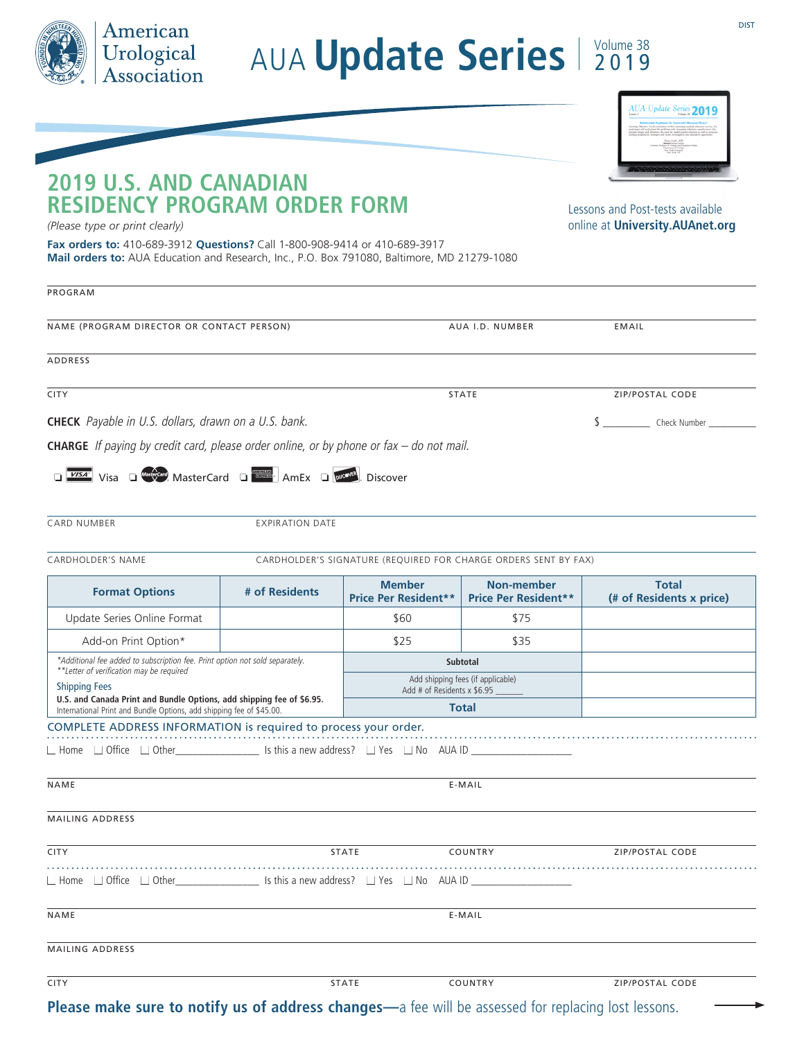DIST

American Urological Association

# AUA Update Series

Volume 38 2019

## 2019 U.S. AND CANADIAN RESIDENCY PROGRAM ORDER FORM

*(Please type or print clearly)*

Lessons and Post-tests available online at **University.AUAnet.org**

**Fax orders to:** 410-689-3912 **Questions?** Call 1-800-908-9414 or 410-689-3917
**Mail orders to:** AUA Education and Research, Inc., P.O. Box 791080, Baltimore, MD 21279-1080

PROGRAM

NAME (PROGRAM DIRECTOR OR CONTACT PERSON) | AUA I.D. NUMBER | EMAIL

ADDRESS

CITY | STATE | ZIP/POSTAL CODE

**CHECK** *Payable in U.S. dollars, drawn on a U.S. bank.* $ __________ Check Number __________

**CHARGE** *If paying by credit card, please order online, or by phone or fax – do not mail.*

❑ Visa ❑ MasterCard ❑ AmEx ❑ Discover

CARD NUMBER | EXPIRATION DATE

CARDHOLDER'S NAME | CARDHOLDER'S SIGNATURE (REQUIRED FOR CHARGE ORDERS SENT BY FAX)

| Format Options | # of Residents | Member Price Per Resident** | Non-member Price Per Resident** | Total (# of Residents x price) |
|---|---|---|---|---|
| Update Series Online Format | | $60 | $75 | |
| Add-on Print Option* | | $25 | $35 | |
| | | Subtotal | | |
| | | Add shipping fees (if applicable) Add # of Residents x $6.95 ______ | | |
| | | Total | | |

*Additional fee added to subscription fee. Print option not sold separately.
**Letter of verification may be required

Shipping Fees
**U.S. and Canada Print and Bundle Options, add shipping fee of $6.95.**
International Print and Bundle Options, add shipping fee of $45.00.

COMPLETE ADDRESS INFORMATION is required to process your order.

☐ Home ☐ Office ☐ Other________________ Is this a new address? ☐ Yes ☐ No AUA ID ___________________

NAME | E-MAIL

MAILING ADDRESS

CITY | STATE | COUNTRY | ZIP/POSTAL CODE

☐ Home ☐ Office ☐ Other________________ Is this a new address? ☐ Yes ☐ No AUA ID ___________________

NAME | E-MAIL

MAILING ADDRESS

CITY | STATE | COUNTRY | ZIP/POSTAL CODE

**Please make sure to notify us of address changes—**a fee will be assessed for replacing lost lessons.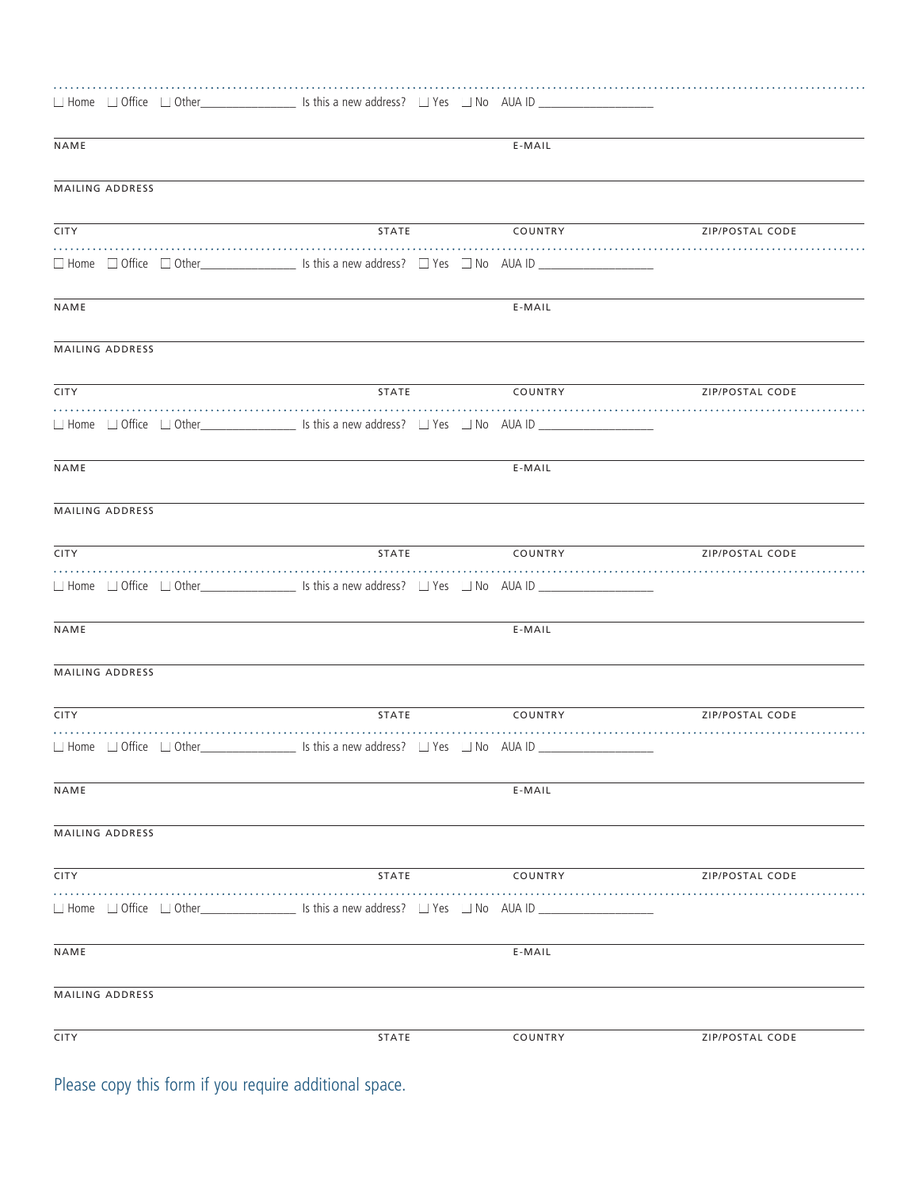☐ Home ☐ Office ☐ Other________________ Is this a new address? ☐ Yes ☐ No AUA ID ___________________

NAME E-MAIL

MAILING ADDRESS

CITY STATE COUNTRY ZIP/POSTAL CODE

☐ Home ☐ Office ☐ Other________________ Is this a new address? ☐ Yes ☐ No AUA ID ___________________

NAME E-MAIL

MAILING ADDRESS

CITY STATE COUNTRY ZIP/POSTAL CODE

☐ Home ☐ Office ☐ Other________________ Is this a new address? ☐ Yes ☐ No AUA ID ___________________

NAME E-MAIL

MAILING ADDRESS

CITY STATE COUNTRY ZIP/POSTAL CODE

☐ Home ☐ Office ☐ Other________________ Is this a new address? ☐ Yes ☐ No AUA ID ___________________

NAME E-MAIL

MAILING ADDRESS

CITY STATE COUNTRY ZIP/POSTAL CODE

☐ Home ☐ Office ☐ Other________________ Is this a new address? ☐ Yes ☐ No AUA ID ___________________

NAME E-MAIL

MAILING ADDRESS

CITY STATE COUNTRY ZIP/POSTAL CODE

☐ Home ☐ Office ☐ Other________________ Is this a new address? ☐ Yes ☐ No AUA ID ___________________

NAME E-MAIL

MAILING ADDRESS

CITY STATE COUNTRY ZIP/POSTAL CODE

Please copy this form if you require additional space.